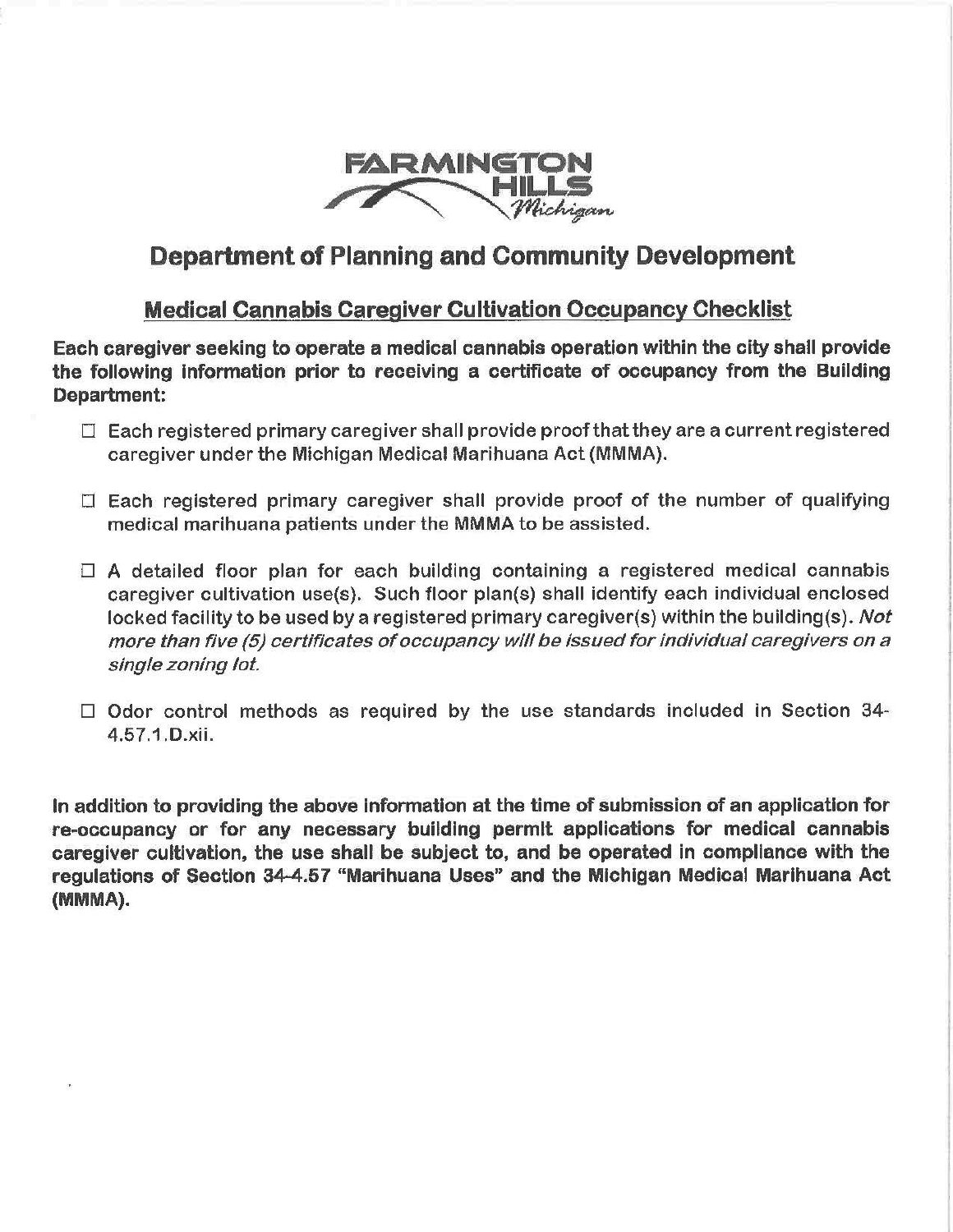FARMINGTON HILLS Michigan

# Department of Planning and Community Development

## Medical Cannabis Caregiver Cultivation Occupancy Checklist

**Each caregiver seeking to operate a medical cannabis operation within the city shall provide the following information prior to receiving a certificate of occupancy from the Building Department:**

- ☐ Each registered primary caregiver shall provide proof that they are a current registered caregiver under the Michigan Medical Marihuana Act (MMMA).

- ☐ Each registered primary caregiver shall provide proof of the number of qualifying medical marihuana patients under the MMMA to be assisted.

- ☐ A detailed floor plan for each building containing a registered medical cannabis caregiver cultivation use(s). Such floor plan(s) shall identify each individual enclosed locked facility to be used by a registered primary caregiver(s) within the building(s). *Not more than five (5) certificates of occupancy will be issued for individual caregivers on a single zoning lot.*

- ☐ Odor control methods as required by the use standards included in Section 34-4.57.1.D.xii.

**In addition to providing the above information at the time of submission of an application for re-occupancy or for any necessary building permit applications for medical cannabis caregiver cultivation, the use shall be subject to, and be operated in compliance with the regulations of Section 34-4.57 "Marihuana Uses" and the Michigan Medical Marihuana Act (MMMA).**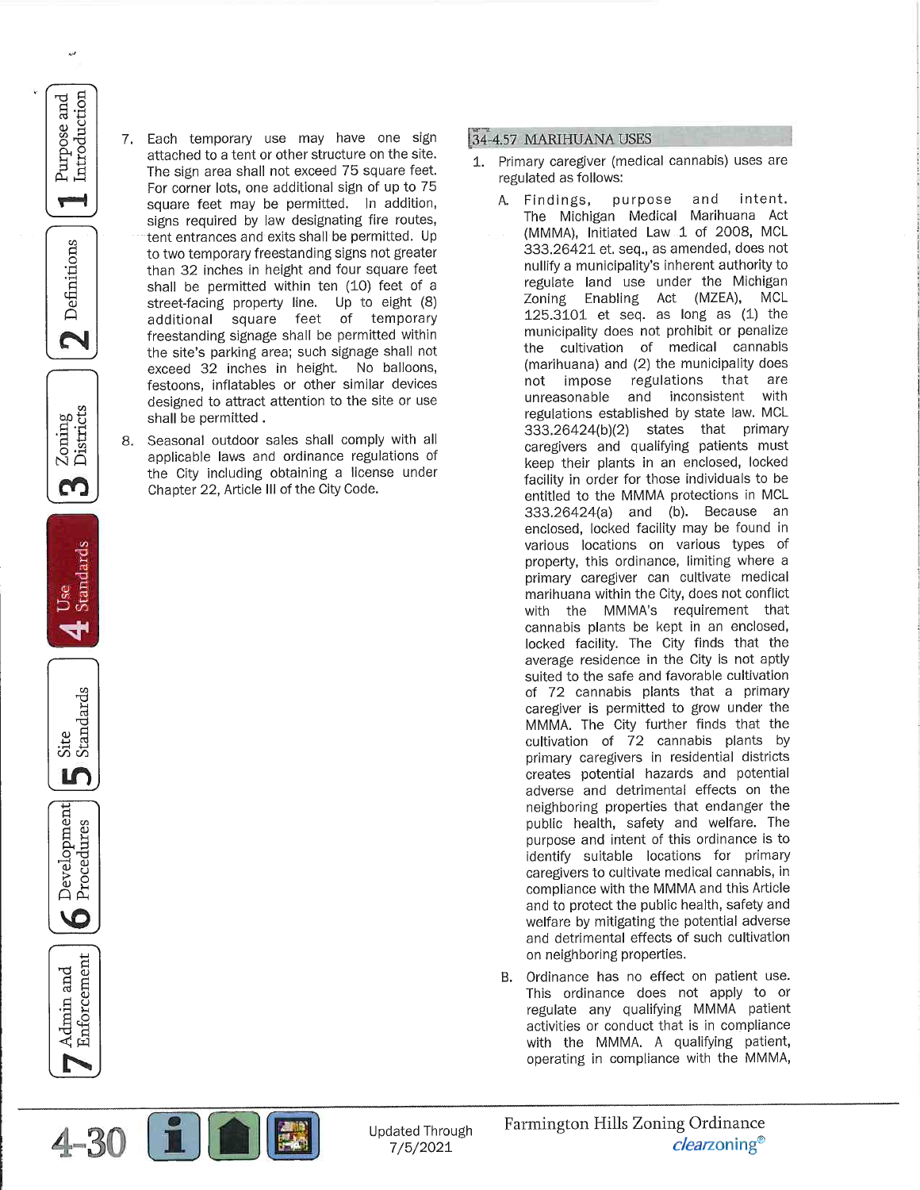7. Each temporary use may have one sign attached to a tent or other structure on the site. The sign area shall not exceed 75 square feet. For corner lots, one additional sign of up to 75 square feet may be permitted. In addition, signs required by law designating fire routes, tent entrances and exits shall be permitted. Up to two temporary freestanding signs not greater than 32 inches in height and four square feet shall be permitted within ten (10) feet of a street-facing property line. Up to eight (8) additional square feet of temporary freestanding signage shall be permitted within the site's parking area; such signage shall not exceed 32 inches in height. No balloons, festoons, inflatables or other similar devices designed to attract attention to the site or use shall be permitted .

8. Seasonal outdoor sales shall comply with all applicable laws and ordinance regulations of the City including obtaining a license under Chapter 22, Article III of the City Code.

## 34-4.57 MARIHUANA USES

1. Primary caregiver (medical cannabis) uses are regulated as follows:

   A. Findings, purpose and intent. The Michigan Medical Marihuana Act (MMMA), Initiated Law 1 of 2008, MCL 333.26421 et. seq., as amended, does not nullify a municipality's inherent authority to regulate land use under the Michigan Zoning Enabling Act (MZEA), MCL 125.3101 et seq. as long as (1) the municipality does not prohibit or penalize the cultivation of medical cannabis (marihuana) and (2) the municipality does not impose regulations that are unreasonable and inconsistent with regulations established by state law. MCL 333.26424(b)(2) states that primary caregivers and qualifying patients must keep their plants in an enclosed, locked facility in order for those individuals to be entitled to the MMMA protections in MCL 333.26424(a) and (b). Because an enclosed, locked facility may be found in various locations on various types of property, this ordinance, limiting where a primary caregiver can cultivate medical marihuana within the City, does not conflict with the MMMA's requirement that cannabis plants be kept in an enclosed, locked facility. The City finds that the average residence in the City is not aptly suited to the safe and favorable cultivation of 72 cannabis plants that a primary caregiver is permitted to grow under the MMMA. The City further finds that the cultivation of 72 cannabis plants by primary caregivers in residential districts creates potential hazards and potential adverse and detrimental effects on the neighboring properties that endanger the public health, safety and welfare. The purpose and intent of this ordinance is to identify suitable locations for primary caregivers to cultivate medical cannabis, in compliance with the MMMA and this Article and to protect the public health, safety and welfare by mitigating the potential adverse and detrimental effects of such cultivation on neighboring properties.

   B. Ordinance has no effect on patient use. This ordinance does not apply to or regulate any qualifying MMMA patient activities or conduct that is in compliance with the MMMA. A qualifying patient, operating in compliance with the MMMA,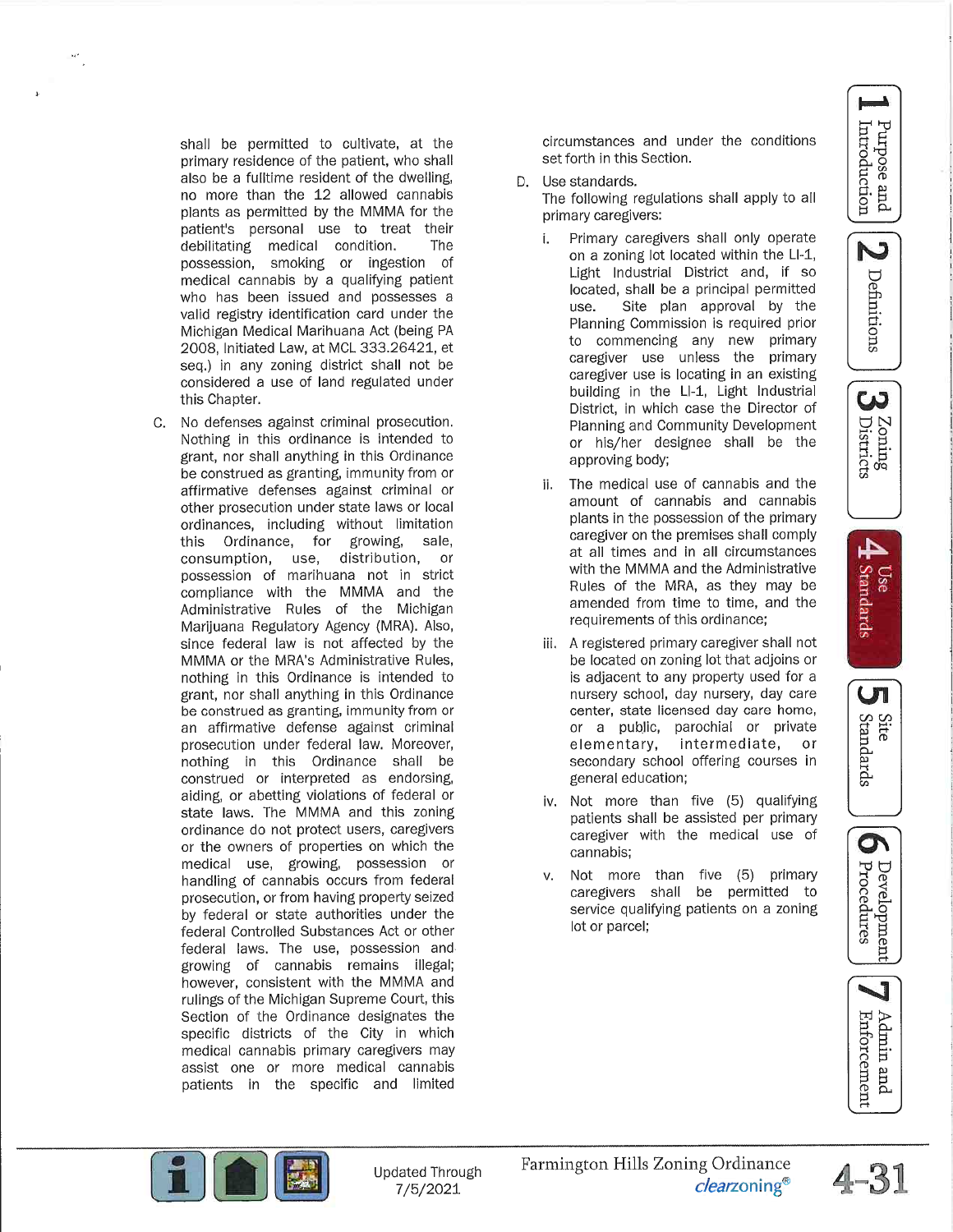shall be permitted to cultivate, at the primary residence of the patient, who shall also be a fulltime resident of the dwelling, no more than the 12 allowed cannabis plants as permitted by the MMMA for the patient's personal use to treat their debilitating medical condition. The possession, smoking or ingestion of medical cannabis by a qualifying patient who has been issued and possesses a valid registry identification card under the Michigan Medical Marihuana Act (being PA 2008, Initiated Law, at MCL 333.26421, et seq.) in any zoning district shall not be considered a use of land regulated under this Chapter.

C. No defenses against criminal prosecution. Nothing in this ordinance is intended to grant, nor shall anything in this Ordinance be construed as granting, immunity from or affirmative defenses against criminal or other prosecution under state laws or local ordinances, including without limitation this Ordinance, for growing, sale, consumption, use, distribution, or possession of marihuana not in strict compliance with the MMMA and the Administrative Rules of the Michigan Marijuana Regulatory Agency (MRA). Also, since federal law is not affected by the MMMA or the MRA's Administrative Rules, nothing in this Ordinance is intended to grant, nor shall anything in this Ordinance be construed as granting, immunity from or an affirmative defense against criminal prosecution under federal law. Moreover, nothing in this Ordinance shall be construed or interpreted as endorsing, aiding, or abetting violations of federal or state laws. The MMMA and this zoning ordinance do not protect users, caregivers or the owners of properties on which the medical use, growing, possession or handling of cannabis occurs from federal prosecution, or from having property seized by federal or state authorities under the federal Controlled Substances Act or other federal laws. The use, possession and growing of cannabis remains illegal; however, consistent with the MMMA and rulings of the Michigan Supreme Court, this Section of the Ordinance designates the specific districts of the City in which medical cannabis primary caregivers may assist one or more medical cannabis patients in the specific and limited circumstances and under the conditions set forth in this Section.

D. Use standards.
The following regulations shall apply to all primary caregivers:

i. Primary caregivers shall only operate on a zoning lot located within the LI-1, Light Industrial District and, if so located, shall be a principal permitted use. Site plan approval by the Planning Commission is required prior to commencing any new primary caregiver use unless the primary caregiver use is locating in an existing building in the LI-1, Light Industrial District, in which case the Director of Planning and Community Development or his/her designee shall be the approving body;

ii. The medical use of cannabis and the amount of cannabis and cannabis plants in the possession of the primary caregiver on the premises shall comply at all times and in all circumstances with the MMMA and the Administrative Rules of the MRA, as they may be amended from time to time, and the requirements of this ordinance;

iii. A registered primary caregiver shall not be located on zoning lot that adjoins or is adjacent to any property used for a nursery school, day nursery, day care center, state licensed day care home, or a public, parochial or private elementary, intermediate, or secondary school offering courses in general education;

iv. Not more than five (5) qualifying patients shall be assisted per primary caregiver with the medical use of cannabis;

v. Not more than five (5) primary caregivers shall be permitted to service qualifying patients on a zoning lot or parcel;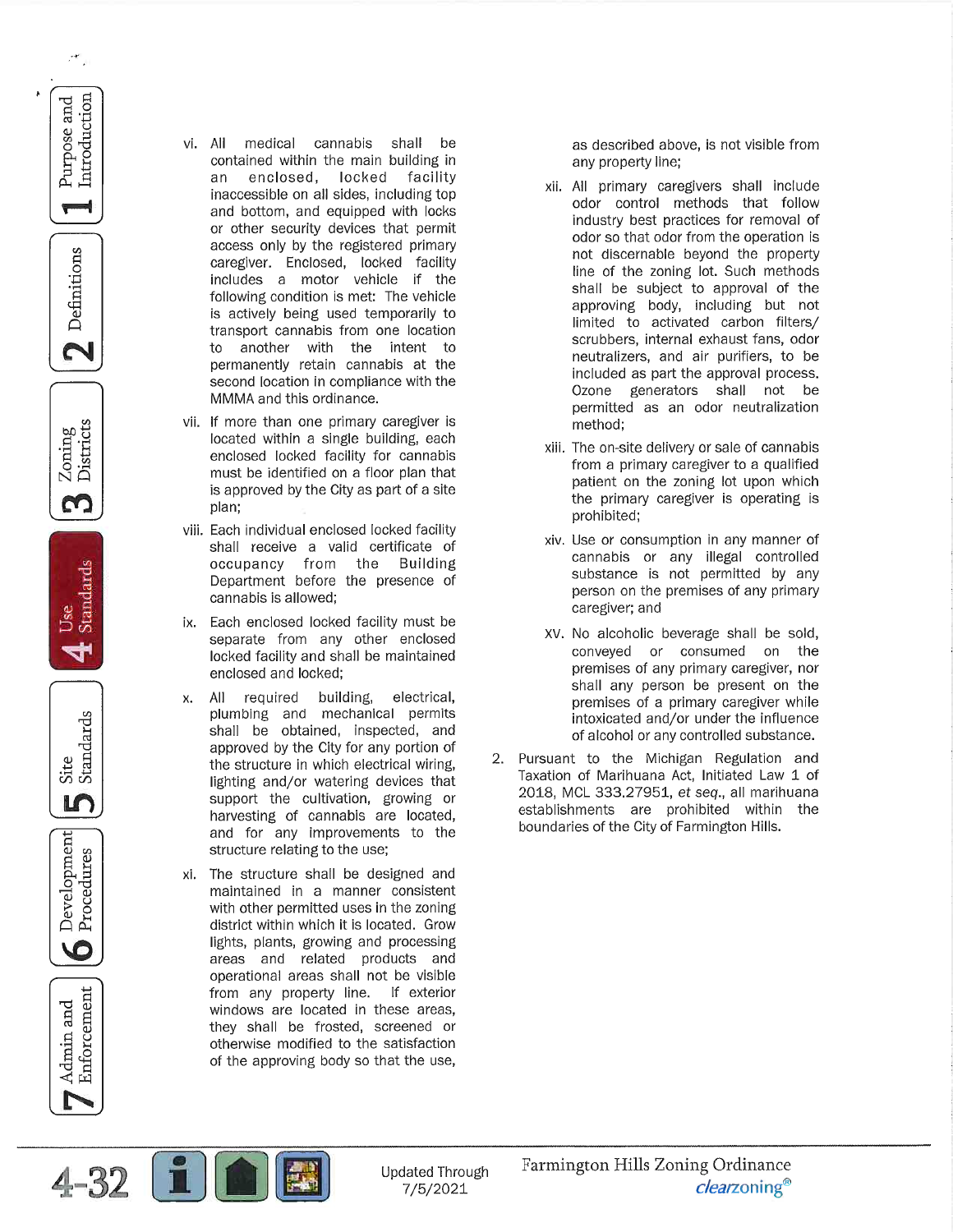vi. All medical cannabis shall be contained within the main building in an enclosed, locked facility inaccessible on all sides, including top and bottom, and equipped with locks or other security devices that permit access only by the registered primary caregiver. Enclosed, locked facility includes a motor vehicle if the following condition is met: The vehicle is actively being used temporarily to transport cannabis from one location to another with the intent to permanently retain cannabis at the second location in compliance with the MMMA and this ordinance.

vii. If more than one primary caregiver is located within a single building, each enclosed locked facility for cannabis must be identified on a floor plan that is approved by the City as part of a site plan;

viii. Each individual enclosed locked facility shall receive a valid certificate of occupancy from the Building Department before the presence of cannabis is allowed;

ix. Each enclosed locked facility must be separate from any other enclosed locked facility and shall be maintained enclosed and locked;

x. All required building, electrical, plumbing and mechanical permits shall be obtained, inspected, and approved by the City for any portion of the structure in which electrical wiring, lighting and/or watering devices that support the cultivation, growing or harvesting of cannabis are located, and for any improvements to the structure relating to the use;

xi. The structure shall be designed and maintained in a manner consistent with other permitted uses in the zoning district within which it is located. Grow lights, plants, growing and processing areas and related products and operational areas shall not be visible from any property line. If exterior windows are located in these areas, they shall be frosted, screened or otherwise modified to the satisfaction of the approving body so that the use, as described above, is not visible from any property line;

xii. All primary caregivers shall include odor control methods that follow industry best practices for removal of odor so that odor from the operation is not discernable beyond the property line of the zoning lot. Such methods shall be subject to approval of the approving body, including but not limited to activated carbon filters/ scrubbers, internal exhaust fans, odor neutralizers, and air purifiers, to be included as part the approval process. Ozone generators shall not be permitted as an odor neutralization method;

xiii. The on-site delivery or sale of cannabis from a primary caregiver to a qualified patient on the zoning lot upon which the primary caregiver is operating is prohibited;

xiv. Use or consumption in any manner of cannabis or any illegal controlled substance is not permitted by any person on the premises of any primary caregiver; and

xv. No alcoholic beverage shall be sold, conveyed or consumed on the premises of any primary caregiver, nor shall any person be present on the premises of a primary caregiver while intoxicated and/or under the influence of alcohol or any controlled substance.

2. Pursuant to the Michigan Regulation and Taxation of Marihuana Act, Initiated Law 1 of 2018, MCL 333.27951, *et seq.*, all marihuana establishments are prohibited within the boundaries of the City of Farmington Hills.